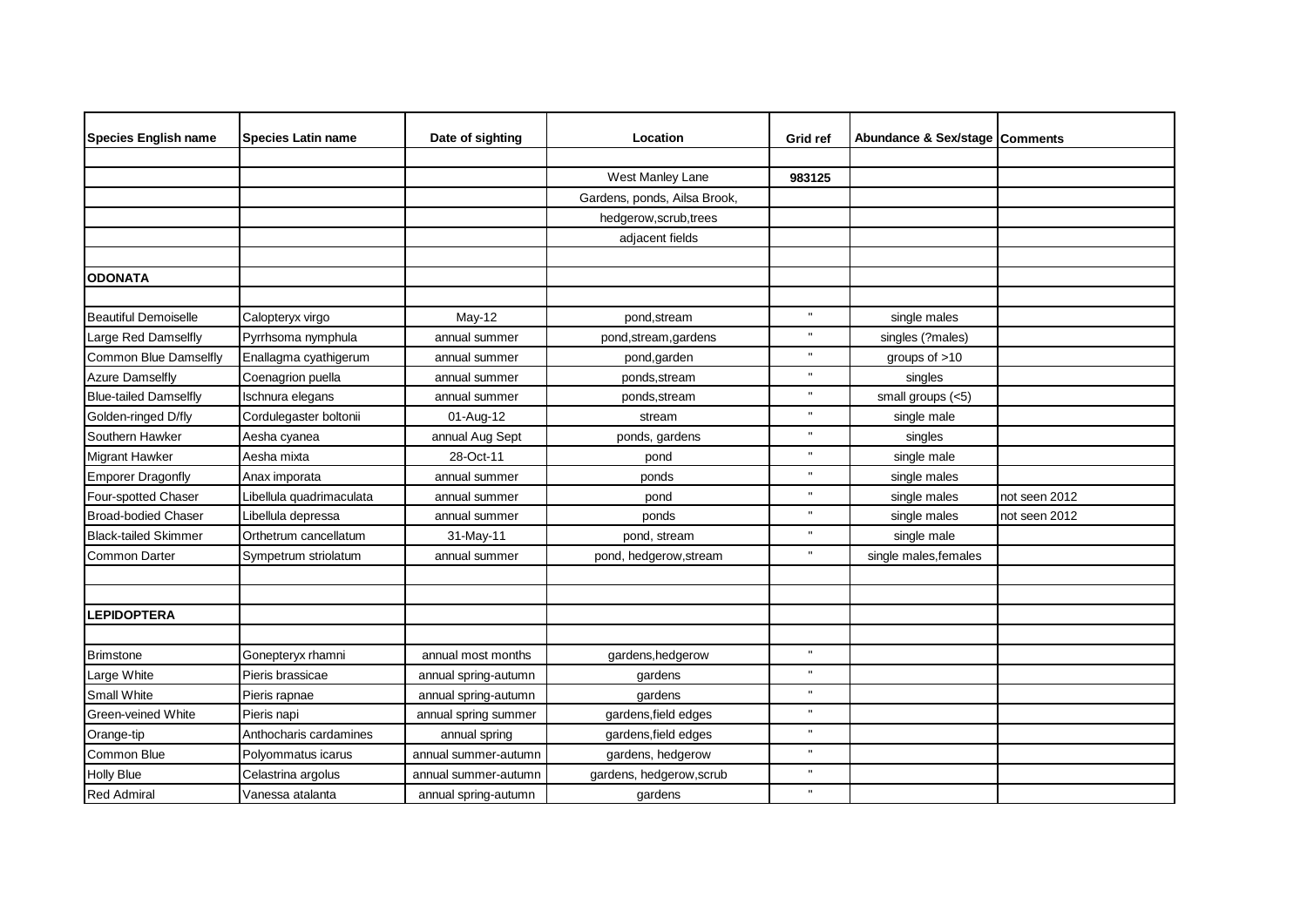| Species English name | Species Latin name | Date of sighting | Location | Grid ref | Abundance & Sex/stage | Comments |
|---|---|---|---|---|---|---|
| | | | | | | |
| | | | West Manley Lane | **983125** | | |
| | | | Gardens, ponds, Ailsa Brook, | | | |
| | | | hedgerow,scrub,trees | | | |
| | | | adjacent fields | | | |
| | | | | | | |
| **ODONATA** | | | | | | |
| | | | | | | |
| Beautiful Demoiselle | Calopteryx virgo | May-12 | pond,stream | " | single males | |
| Large Red Damselfly | Pyrrhsoma nymphula | annual summer | pond,stream,gardens | " | singles (?males) | |
| Common Blue Damselfly | Enallagma cyathigerum | annual summer | pond,garden | " | groups of >10 | |
| Azure Damselfly | Coenagrion puella | annual summer | ponds,stream | " | singles | |
| Blue-tailed Damselfly | Ischnura elegans | annual summer | ponds,stream | " | small groups (<5) | |
| Golden-ringed D/fly | Cordulegaster boltonii | 01-Aug-12 | stream | " | single male | |
| Southern Hawker | Aesha cyanea | annual Aug Sept | ponds, gardens | " | singles | |
| Migrant Hawker | Aesha mixta | 28-Oct-11 | pond | " | single male | |
| Emporer Dragonfly | Anax imporata | annual summer | ponds | " | single males | |
| Four-spotted Chaser | Libellula quadrimaculata | annual summer | pond | " | single males | not seen 2012 |
| Broad-bodied Chaser | Libellula depressa | annual summer | ponds | " | single males | not seen 2012 |
| Black-tailed Skimmer | Orthetrum cancellatum | 31-May-11 | pond, stream | " | single male | |
| Common Darter | Sympetrum striolatum | annual summer | pond, hedgerow,stream | " | single males,females | |
| | | | | | | |
| | | | | | | |
| **LEPIDOPTERA** | | | | | | |
| | | | | | | |
| Brimstone | Gonepteryx rhamni | annual most months | gardens,hedgerow | " | | |
| Large White | Pieris brassicae | annual spring-autumn | gardens | " | | |
| Small White | Pieris rapnae | annual spring-autumn | gardens | " | | |
| Green-veined White | Pieris napi | annual spring summer | gardens,field edges | " | | |
| Orange-tip | Anthocharis cardamines | annual spring | gardens,field edges | " | | |
| Common Blue | Polyommatus icarus | annual summer-autumn | gardens, hedgerow | " | | |
| Holly Blue | Celastrina argolus | annual summer-autumn | gardens, hedgerow,scrub | " | | |
| Red Admiral | Vanessa atalanta | annual spring-autumn | gardens | " | | |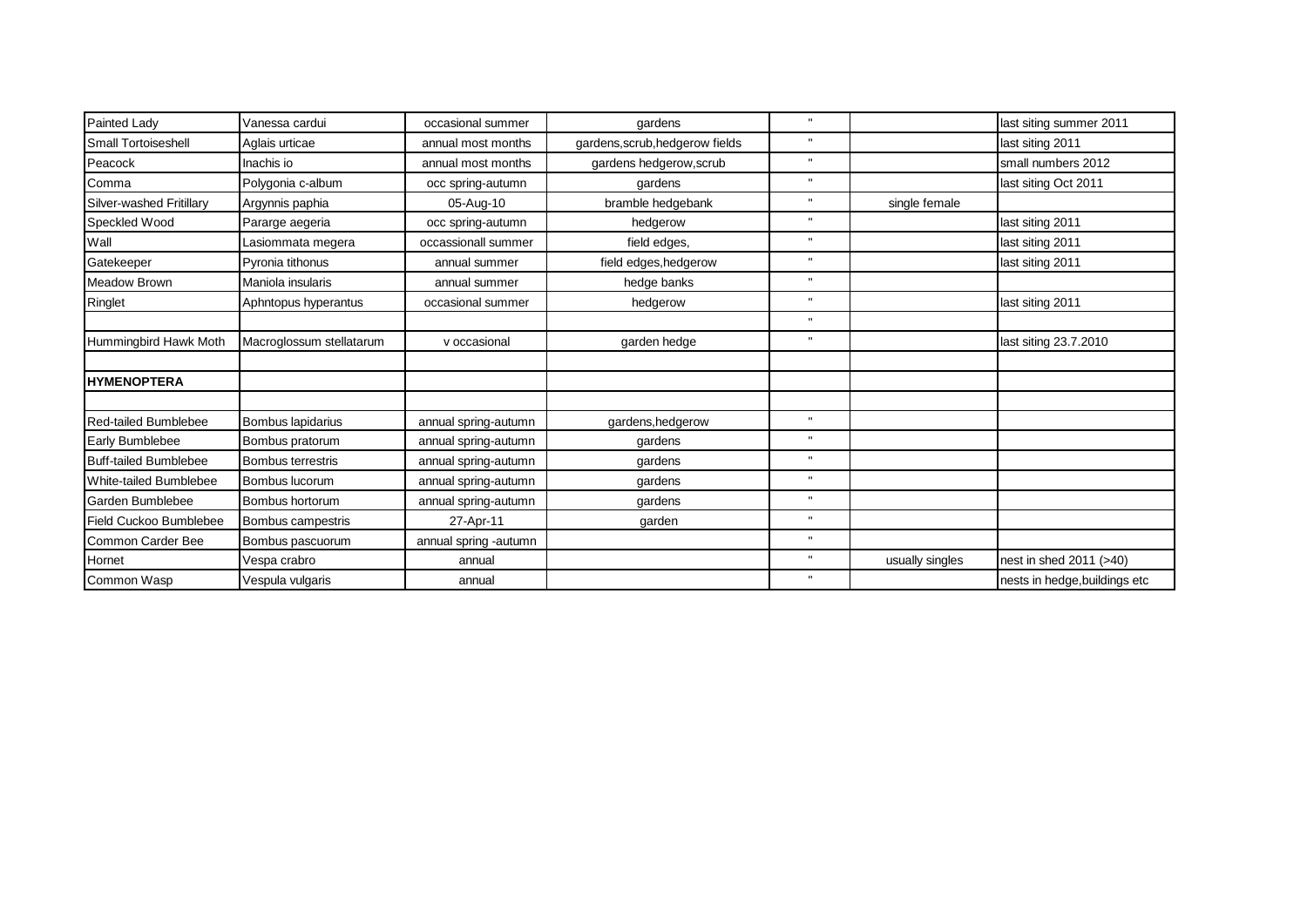| | | | | | | |
|---|---|---|---|---|---|---|
| Painted Lady | Vanessa cardui | occasional summer | gardens | " | | last siting summer 2011 |
| Small Tortoiseshell | Aglais urticae | annual most months | gardens,scrub,hedgerow fields | " | | last siting 2011 |
| Peacock | Inachis io | annual most months | gardens hedgerow,scrub | " | | small numbers 2012 |
| Comma | Polygonia c-album | occ spring-autumn | gardens | " | | last siting Oct 2011 |
| Silver-washed Fritillary | Argynnis paphia | 05-Aug-10 | bramble hedgebank | " | single female | |
| Speckled Wood | Pararge aegeria | occ spring-autumn | hedgerow | " | | last siting 2011 |
| Wall | Lasiommata megera | occassionall summer | field edges, | " | | last siting 2011 |
| Gatekeeper | Pyronia tithonus | annual summer | field edges,hedgerow | " | | last siting 2011 |
| Meadow Brown | Maniola insularis | annual summer | hedge banks | " | | |
| Ringlet | Aphntopus hyperantus | occasional summer | hedgerow | " | | last siting 2011 |
| | | | | " | | |
| Hummingbird Hawk Moth | Macroglossum stellatarum | v occasional | garden hedge | " | | last siting 23.7.2010 |
| | | | | | | |
| **HYMENOPTERA** | | | | | | |
| | | | | | | |
| Red-tailed Bumblebee | Bombus lapidarius | annual spring-autumn | gardens,hedgerow | " | | |
| Early Bumblebee | Bombus pratorum | annual spring-autumn | gardens | " | | |
| Buff-tailed Bumblebee | Bombus terrestris | annual spring-autumn | gardens | " | | |
| White-tailed Bumblebee | Bombus lucorum | annual spring-autumn | gardens | " | | |
| Garden Bumblebee | Bombus hortorum | annual spring-autumn | gardens | " | | |
| Field Cuckoo Bumblebee | Bombus campestris | 27-Apr-11 | garden | " | | |
| Common Carder Bee | Bombus pascuorum | annual spring -autumn | | " | | |
| Hornet | Vespa crabro | annual | | " | usually singles | nest in shed 2011 (>40) |
| Common Wasp | Vespula vulgaris | annual | | " | | nests in hedge,buildings etc |